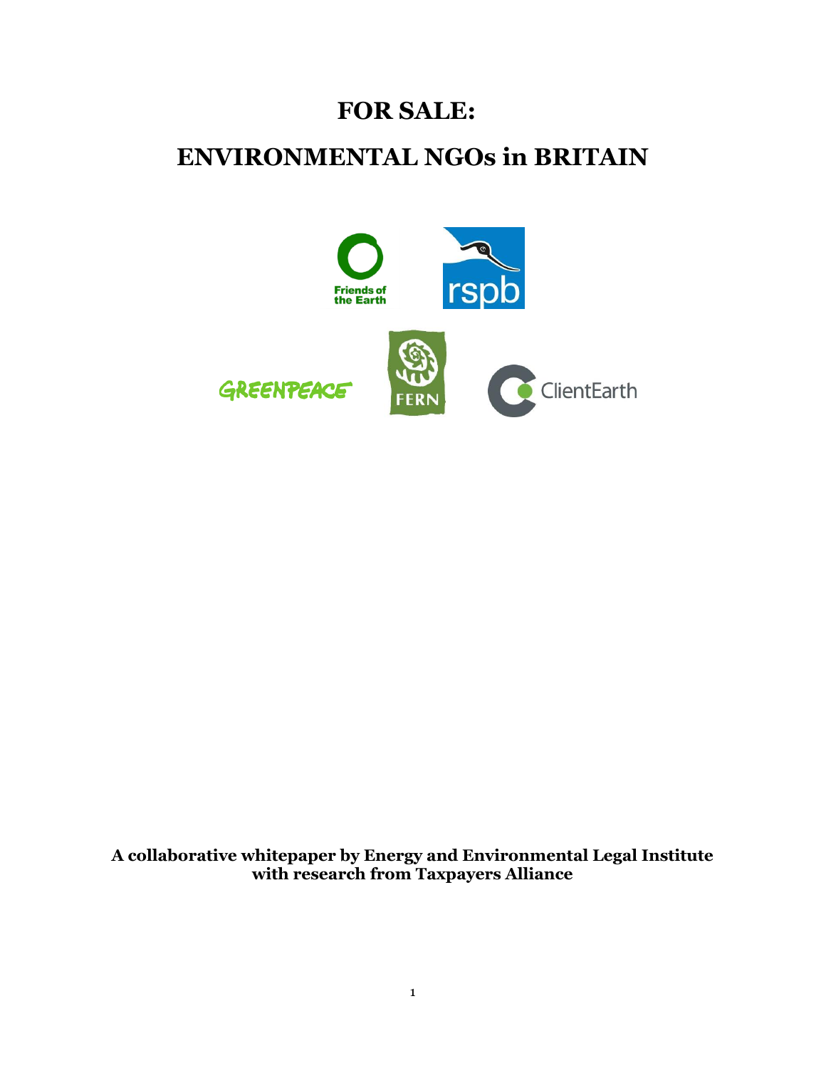# FOR SALE:

# ENVIRONMENTAL NGOs in BRITAIN

Friends of the Earth

rspb

GREENPEACE

FERN

ClientEarth

**A collaborative whitepaper by Energy and Environmental Legal Institute with research from Taxpayers Alliance**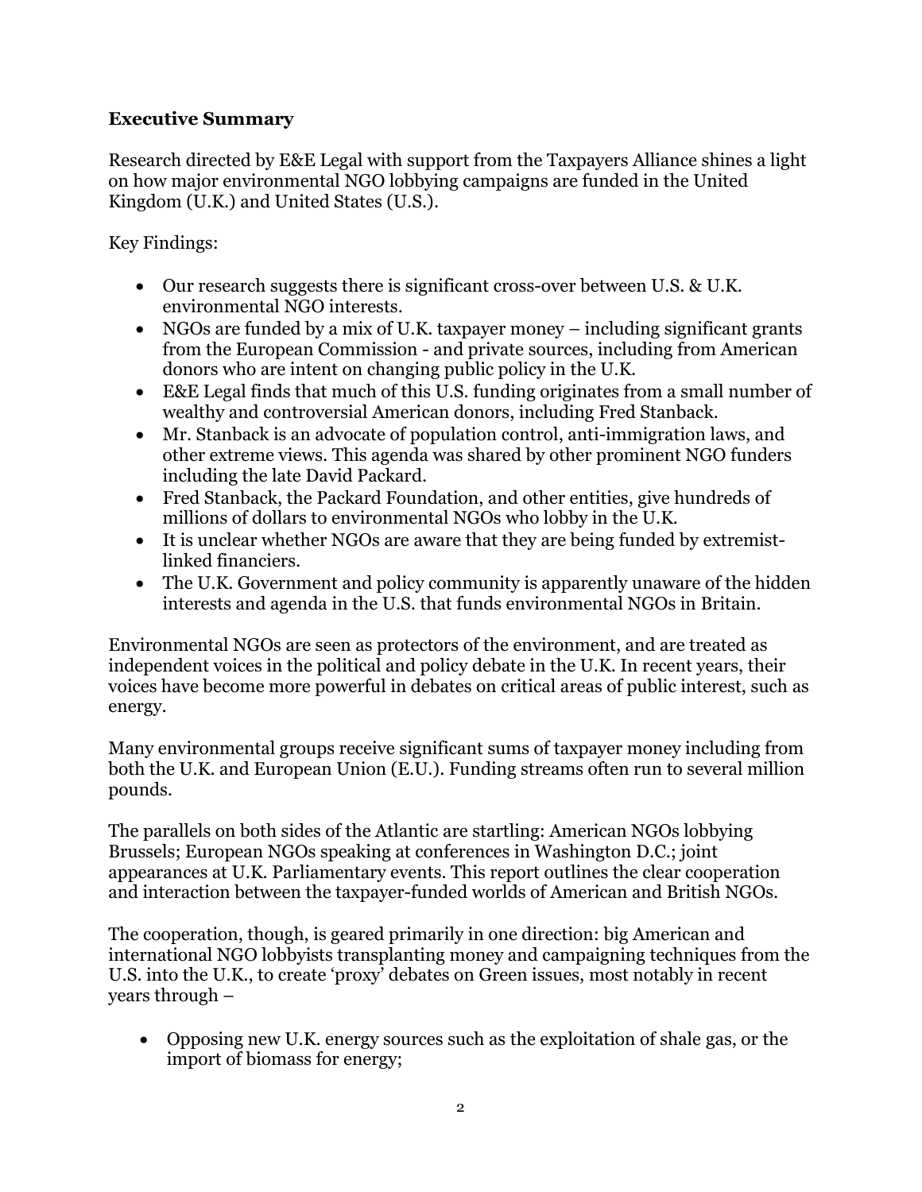**Executive Summary**

Research directed by E&E Legal with support from the Taxpayers Alliance shines a light on how major environmental NGO lobbying campaigns are funded in the United Kingdom (U.K.) and United States (U.S.).

Key Findings:

- Our research suggests there is significant cross-over between U.S. & U.K. environmental NGO interests.
- NGOs are funded by a mix of U.K. taxpayer money – including significant grants from the European Commission - and private sources, including from American donors who are intent on changing public policy in the U.K.
- E&E Legal finds that much of this U.S. funding originates from a small number of wealthy and controversial American donors, including Fred Stanback.
- Mr. Stanback is an advocate of population control, anti-immigration laws, and other extreme views. This agenda was shared by other prominent NGO funders including the late David Packard.
- Fred Stanback, the Packard Foundation, and other entities, give hundreds of millions of dollars to environmental NGOs who lobby in the U.K.
- It is unclear whether NGOs are aware that they are being funded by extremist-linked financiers.
- The U.K. Government and policy community is apparently unaware of the hidden interests and agenda in the U.S. that funds environmental NGOs in Britain.

Environmental NGOs are seen as protectors of the environment, and are treated as independent voices in the political and policy debate in the U.K. In recent years, their voices have become more powerful in debates on critical areas of public interest, such as energy.

Many environmental groups receive significant sums of taxpayer money including from both the U.K. and European Union (E.U.). Funding streams often run to several million pounds.

The parallels on both sides of the Atlantic are startling: American NGOs lobbying Brussels; European NGOs speaking at conferences in Washington D.C.; joint appearances at U.K. Parliamentary events. This report outlines the clear cooperation and interaction between the taxpayer-funded worlds of American and British NGOs.

The cooperation, though, is geared primarily in one direction: big American and international NGO lobbyists transplanting money and campaigning techniques from the U.S. into the U.K., to create 'proxy' debates on Green issues, most notably in recent years through –

- Opposing new U.K. energy sources such as the exploitation of shale gas, or the import of biomass for energy;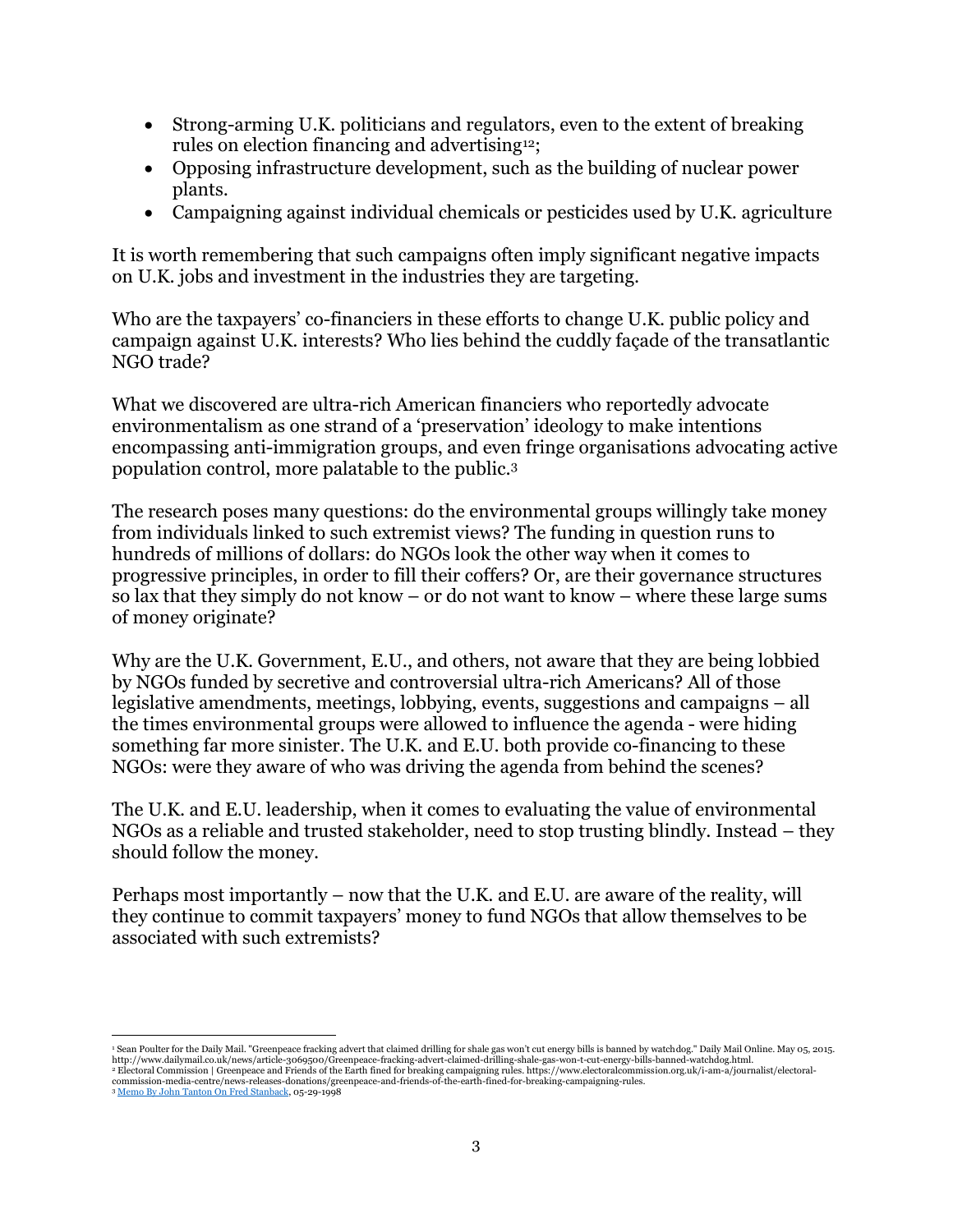- Strong-arming U.K. politicians and regulators, even to the extent of breaking rules on election financing and advertising[1][2];
- Opposing infrastructure development, such as the building of nuclear power plants.
- Campaigning against individual chemicals or pesticides used by U.K. agriculture

It is worth remembering that such campaigns often imply significant negative impacts on U.K. jobs and investment in the industries they are targeting.

Who are the taxpayers' co-financiers in these efforts to change U.K. public policy and campaign against U.K. interests? Who lies behind the cuddly façade of the transatlantic NGO trade?

What we discovered are ultra-rich American financiers who reportedly advocate environmentalism as one strand of a 'preservation' ideology to make intentions encompassing anti-immigration groups, and even fringe organisations advocating active population control, more palatable to the public.[3]

The research poses many questions: do the environmental groups willingly take money from individuals linked to such extremist views? The funding in question runs to hundreds of millions of dollars: do NGOs look the other way when it comes to progressive principles, in order to fill their coffers? Or, are their governance structures so lax that they simply do not know – or do not want to know – where these large sums of money originate?

Why are the U.K. Government, E.U., and others, not aware that they are being lobbied by NGOs funded by secretive and controversial ultra-rich Americans? All of those legislative amendments, meetings, lobbying, events, suggestions and campaigns – all the times environmental groups were allowed to influence the agenda - were hiding something far more sinister. The U.K. and E.U. both provide co-financing to these NGOs: were they aware of who was driving the agenda from behind the scenes?

The U.K. and E.U. leadership, when it comes to evaluating the value of environmental NGOs as a reliable and trusted stakeholder, need to stop trusting blindly. Instead – they should follow the money.

Perhaps most importantly – now that the U.K. and E.U. are aware of the reality, will they continue to commit taxpayers' money to fund NGOs that allow themselves to be associated with such extremists?

---

[1] Sean Poulter for the Daily Mail. "Greenpeace fracking advert that claimed drilling for shale gas won't cut energy bills is banned by watchdog." Daily Mail Online. May 05, 2015. http://www.dailymail.co.uk/news/article-3069500/Greenpeace-fracking-advert-claimed-drilling-shale-gas-won-t-cut-energy-bills-banned-watchdog.html.

[2] Electoral Commission | Greenpeace and Friends of the Earth fined for breaking campaigning rules. https://www.electoralcommission.org.uk/i-am-a/journalist/electoral-commission-media-centre/news-releases-donations/greenpeace-and-friends-of-the-earth-fined-for-breaking-campaigning-rules.

[3] Memo By John Tanton On Fred Stanback, 05-29-1998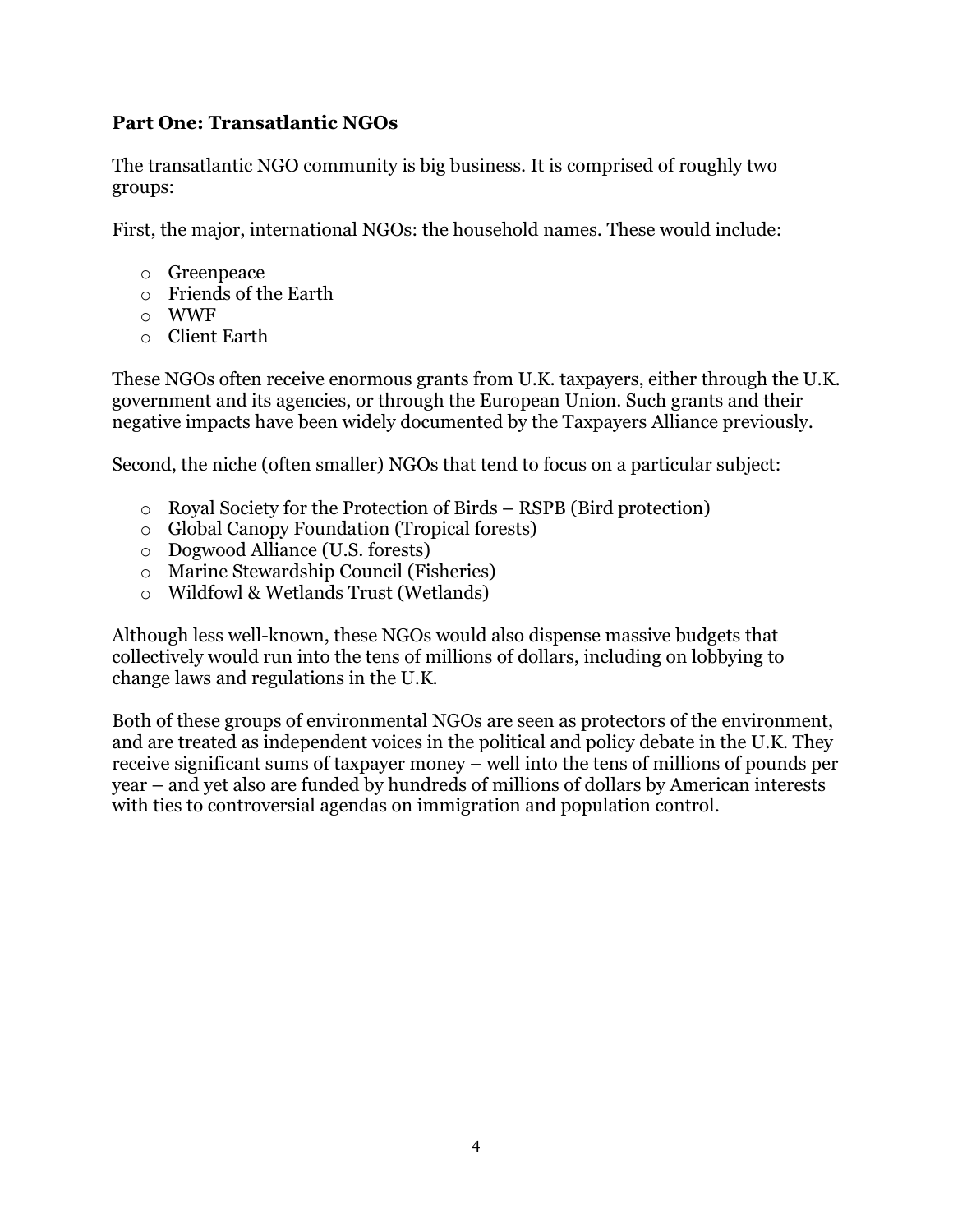**Part One: Transatlantic NGOs**

The transatlantic NGO community is big business. It is comprised of roughly two groups:

First, the major, international NGOs: the household names. These would include:

- Greenpeace
- Friends of the Earth
- WWF
- Client Earth

These NGOs often receive enormous grants from U.K. taxpayers, either through the U.K. government and its agencies, or through the European Union. Such grants and their negative impacts have been widely documented by the Taxpayers Alliance previously.

Second, the niche (often smaller) NGOs that tend to focus on a particular subject:

- Royal Society for the Protection of Birds – RSPB (Bird protection)
- Global Canopy Foundation (Tropical forests)
- Dogwood Alliance (U.S. forests)
- Marine Stewardship Council (Fisheries)
- Wildfowl & Wetlands Trust (Wetlands)

Although less well-known, these NGOs would also dispense massive budgets that collectively would run into the tens of millions of dollars, including on lobbying to change laws and regulations in the U.K.

Both of these groups of environmental NGOs are seen as protectors of the environment, and are treated as independent voices in the political and policy debate in the U.K. They receive significant sums of taxpayer money – well into the tens of millions of pounds per year – and yet also are funded by hundreds of millions of dollars by American interests with ties to controversial agendas on immigration and population control.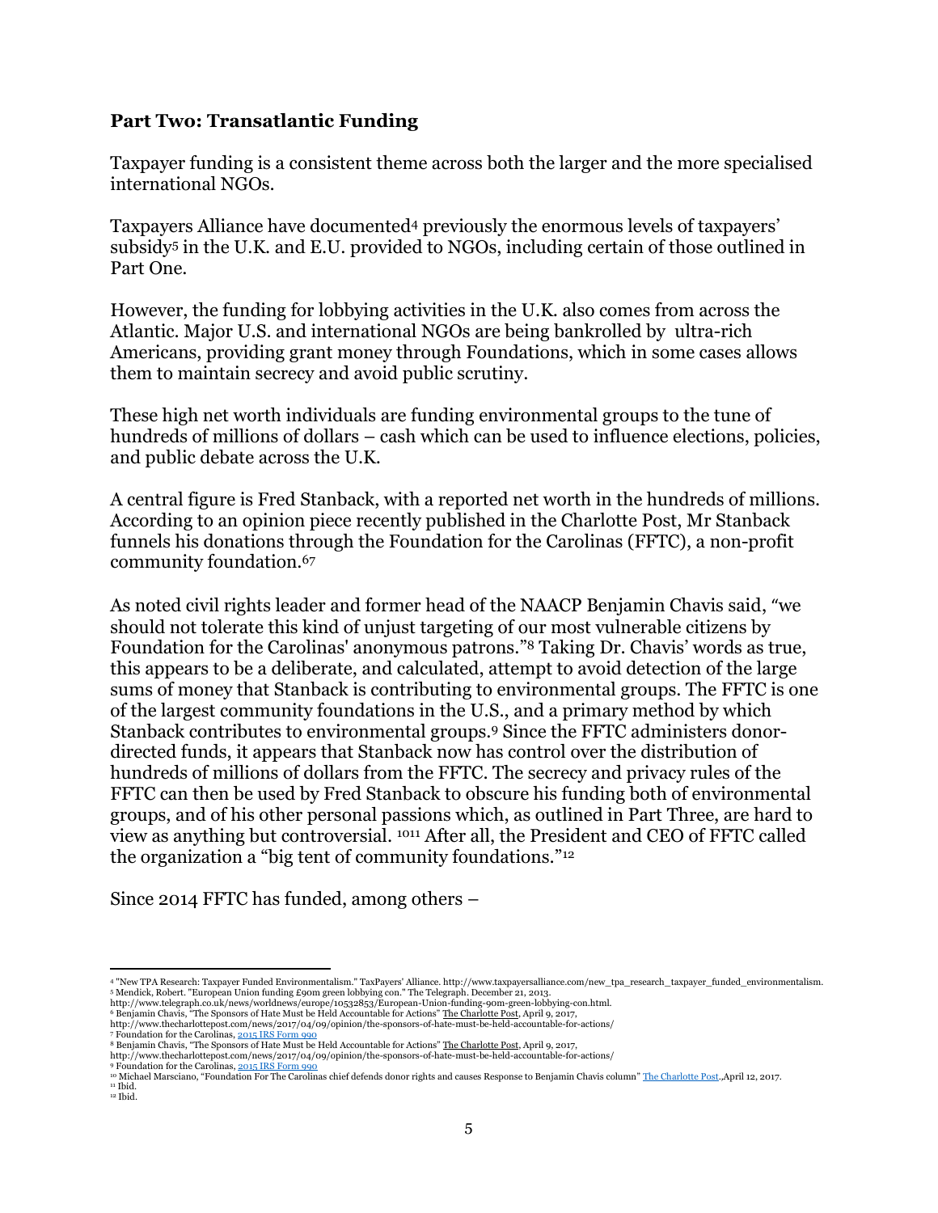### Part Two: Transatlantic Funding

Taxpayer funding is a consistent theme across both the larger and the more specialised international NGOs.

Taxpayers Alliance have documented[4] previously the enormous levels of taxpayers' subsidy[5] in the U.K. and E.U. provided to NGOs, including certain of those outlined in Part One.

However, the funding for lobbying activities in the U.K. also comes from across the Atlantic. Major U.S. and international NGOs are being bankrolled by ultra-rich Americans, providing grant money through Foundations, which in some cases allows them to maintain secrecy and avoid public scrutiny.

These high net worth individuals are funding environmental groups to the tune of hundreds of millions of dollars – cash which can be used to influence elections, policies, and public debate across the U.K.

A central figure is Fred Stanback, with a reported net worth in the hundreds of millions. According to an opinion piece recently published in the Charlotte Post, Mr Stanback funnels his donations through the Foundation for the Carolinas (FFTC), a non-profit community foundation.[6][7]

As noted civil rights leader and former head of the NAACP Benjamin Chavis said, "we should not tolerate this kind of unjust targeting of our most vulnerable citizens by Foundation for the Carolinas' anonymous patrons."[8] Taking Dr. Chavis' words as true, this appears to be a deliberate, and calculated, attempt to avoid detection of the large sums of money that Stanback is contributing to environmental groups. The FFTC is one of the largest community foundations in the U.S., and a primary method by which Stanback contributes to environmental groups.[9] Since the FFTC administers donor-directed funds, it appears that Stanback now has control over the distribution of hundreds of millions of dollars from the FFTC. The secrecy and privacy rules of the FFTC can then be used by Fred Stanback to obscure his funding both of environmental groups, and of his other personal passions which, as outlined in Part Three, are hard to view as anything but controversial. [10][11] After all, the President and CEO of FFTC called the organization a "big tent of community foundations."[12]

Since 2014 FFTC has funded, among others –

---

[4] "New TPA Research: Taxpayer Funded Environmentalism." TaxPayers' Alliance. http://www.taxpayersalliance.com/new_tpa_research_taxpayer_funded_environmentalism.
[5] Mendick, Robert. "European Union funding £90m green lobbying con." The Telegraph. December 21, 2013. http://www.telegraph.co.uk/news/worldnews/europe/10532853/European-Union-funding-90m-green-lobbying-con.html.
[6] Benjamin Chavis, "The Sponsors of Hate Must be Held Accountable for Actions" The Charlotte Post, April 9, 2017, http://www.thecharlottepost.com/news/2017/04/09/opinion/the-sponsors-of-hate-must-be-held-accountable-for-actions/
[7] Foundation for the Carolinas, 2015 IRS Form 990
[8] Benjamin Chavis, "The Sponsors of Hate Must be Held Accountable for Actions" The Charlotte Post, April 9, 2017, http://www.thecharlottepost.com/news/2017/04/09/opinion/the-sponsors-of-hate-must-be-held-accountable-for-actions/
[9] Foundation for the Carolinas, 2015 IRS Form 990
[10] Michael Marsciano, "Foundation For The Carolinas chief defends donor rights and causes Response to Benjamin Chavis column" The Charlotte Post., April 12, 2017.
[11] Ibid.
[12] Ibid.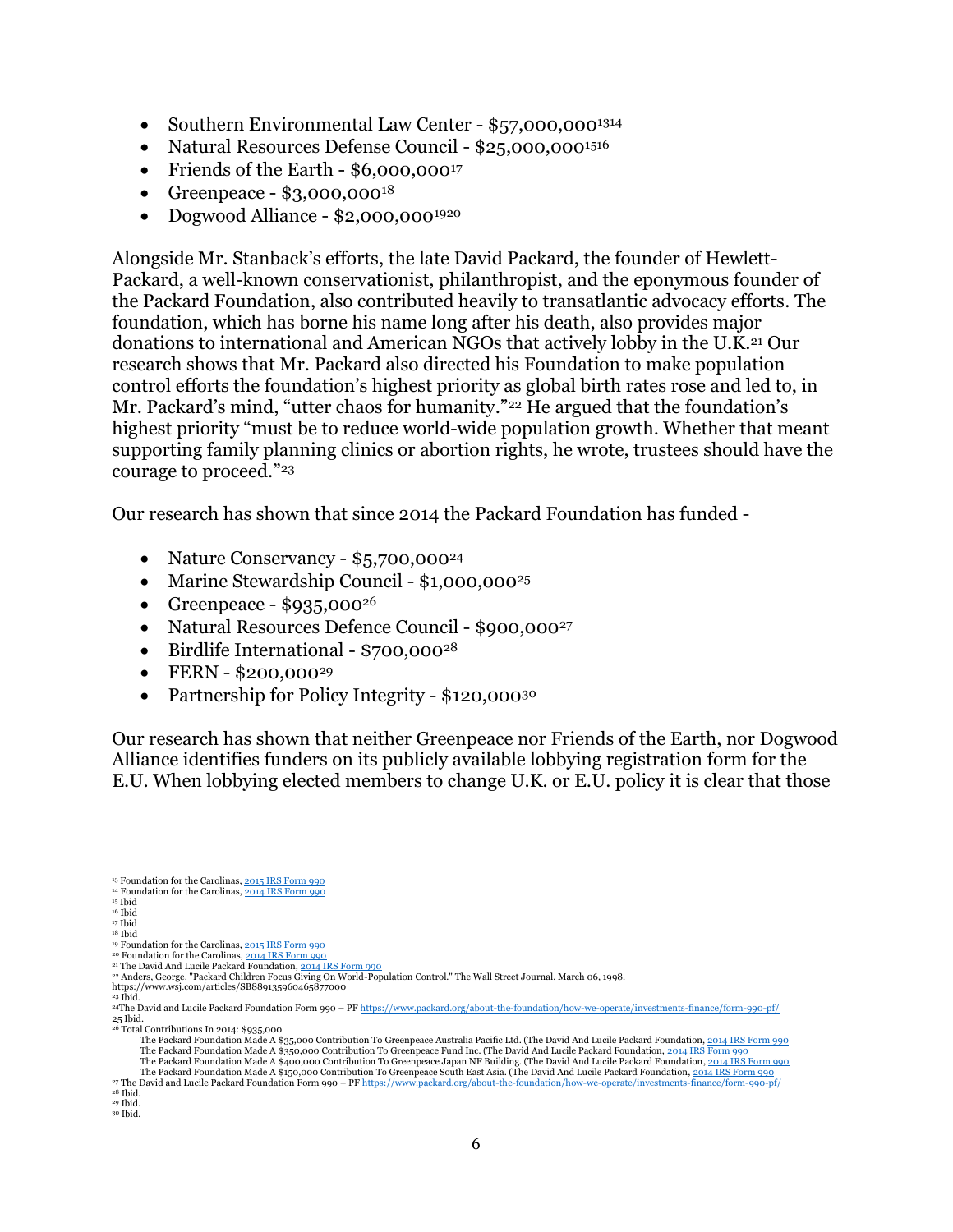- Southern Environmental Law Center - $57,000,000[13][14]
- Natural Resources Defense Council - $25,000,000[15][16]
- Friends of the Earth - $6,000,000[17]
- Greenpeace - $3,000,000[18]
- Dogwood Alliance - $2,000,000[19][20]

Alongside Mr. Stanback's efforts, the late David Packard, the founder of Hewlett-Packard, a well-known conservationist, philanthropist, and the eponymous founder of the Packard Foundation, also contributed heavily to transatlantic advocacy efforts. The foundation, which has borne his name long after his death, also provides major donations to international and American NGOs that actively lobby in the U.K.[21] Our research shows that Mr. Packard also directed his Foundation to make population control efforts the foundation's highest priority as global birth rates rose and led to, in Mr. Packard's mind, "utter chaos for humanity."[22] He argued that the foundation's highest priority "must be to reduce world-wide population growth. Whether that meant supporting family planning clinics or abortion rights, he wrote, trustees should have the courage to proceed."[23]

Our research has shown that since 2014 the Packard Foundation has funded -

- Nature Conservancy - $5,700,000[24]
- Marine Stewardship Council - $1,000,000[25]
- Greenpeace - $935,000[26]
- Natural Resources Defence Council - $900,000[27]
- Birdlife International - $700,000[28]
- FERN - $200,000[29]
- Partnership for Policy Integrity - $120,000[30]

Our research has shown that neither Greenpeace nor Friends of the Earth, nor Dogwood Alliance identifies funders on its publicly available lobbying registration form for the E.U. When lobbying elected members to change U.K. or E.U. policy it is clear that those

---

[13] Foundation for the Carolinas, 2015 IRS Form 990
[14] Foundation for the Carolinas, 2014 IRS Form 990
[15] Ibid
[16] Ibid
[17] Ibid
[18] Ibid
[19] Foundation for the Carolinas, 2015 IRS Form 990
[20] Foundation for the Carolinas, 2014 IRS Form 990
[21] The David And Lucile Packard Foundation, 2014 IRS Form 990
[22] Anders, George. "Packard Children Focus Giving On World-Population Control." The Wall Street Journal. March 06, 1998. https://www.wsj.com/articles/SB889135960465877000
[23] Ibid.
[24] The David and Lucile Packard Foundation Form 990 – PF https://www.packard.org/about-the-foundation/how-we-operate/investments-finance/form-990-pf/
[25] Ibid.
[26] Total Contributions In 2014: $935,000
The Packard Foundation Made A $35,000 Contribution To Greenpeace Australia Pacific Ltd. (The David And Lucile Packard Foundation, 2014 IRS Form 990
The Packard Foundation Made A $350,000 Contribution To Greenpeace Fund Inc. (The David And Lucile Packard Foundation, 2014 IRS Form 990
The Packard Foundation Made A $400,000 Contribution To Greenpeace Japan NF Building. (The David And Lucile Packard Foundation, 2014 IRS Form 990
The Packard Foundation Made A $150,000 Contribution To Greenpeace South East Asia. (The David And Lucile Packard Foundation, 2014 IRS Form 990
[27] The David and Lucile Packard Foundation Form 990 – PF https://www.packard.org/about-the-foundation/how-we-operate/investments-finance/form-990-pf/
[28] Ibid.
[29] Ibid.
[30] Ibid.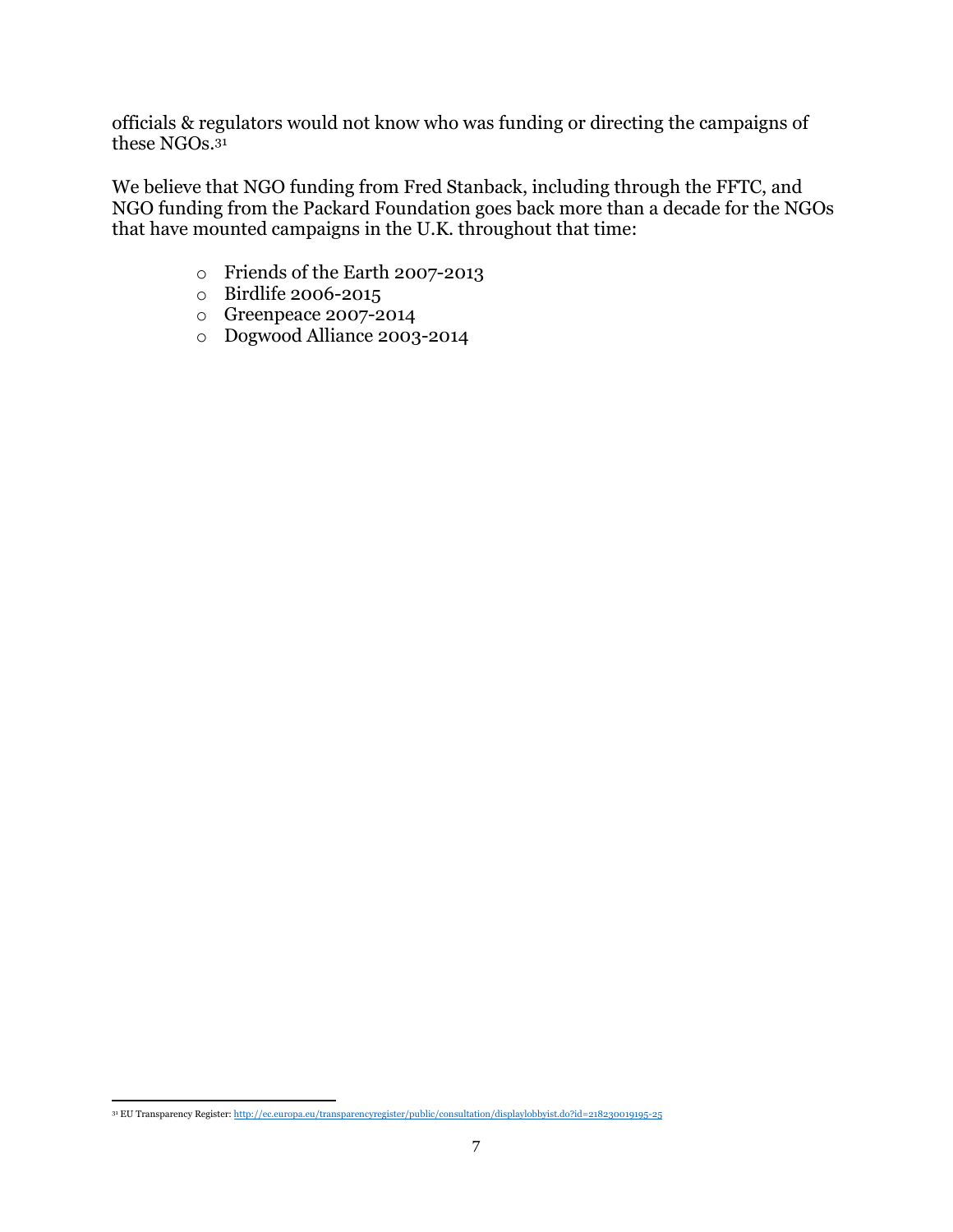officials & regulators would not know who was funding or directing the campaigns of these NGOs.[31]

We believe that NGO funding from Fred Stanback, including through the FFTC, and NGO funding from the Packard Foundation goes back more than a decade for the NGOs that have mounted campaigns in the U.K. throughout that time:

- Friends of the Earth 2007-2013
- Birdlife 2006-2015
- Greenpeace 2007-2014
- Dogwood Alliance 2003-2014

[31] EU Transparency Register: http://ec.europa.eu/transparencyregister/public/consultation/displaylobbyist.do?id=218230019195-25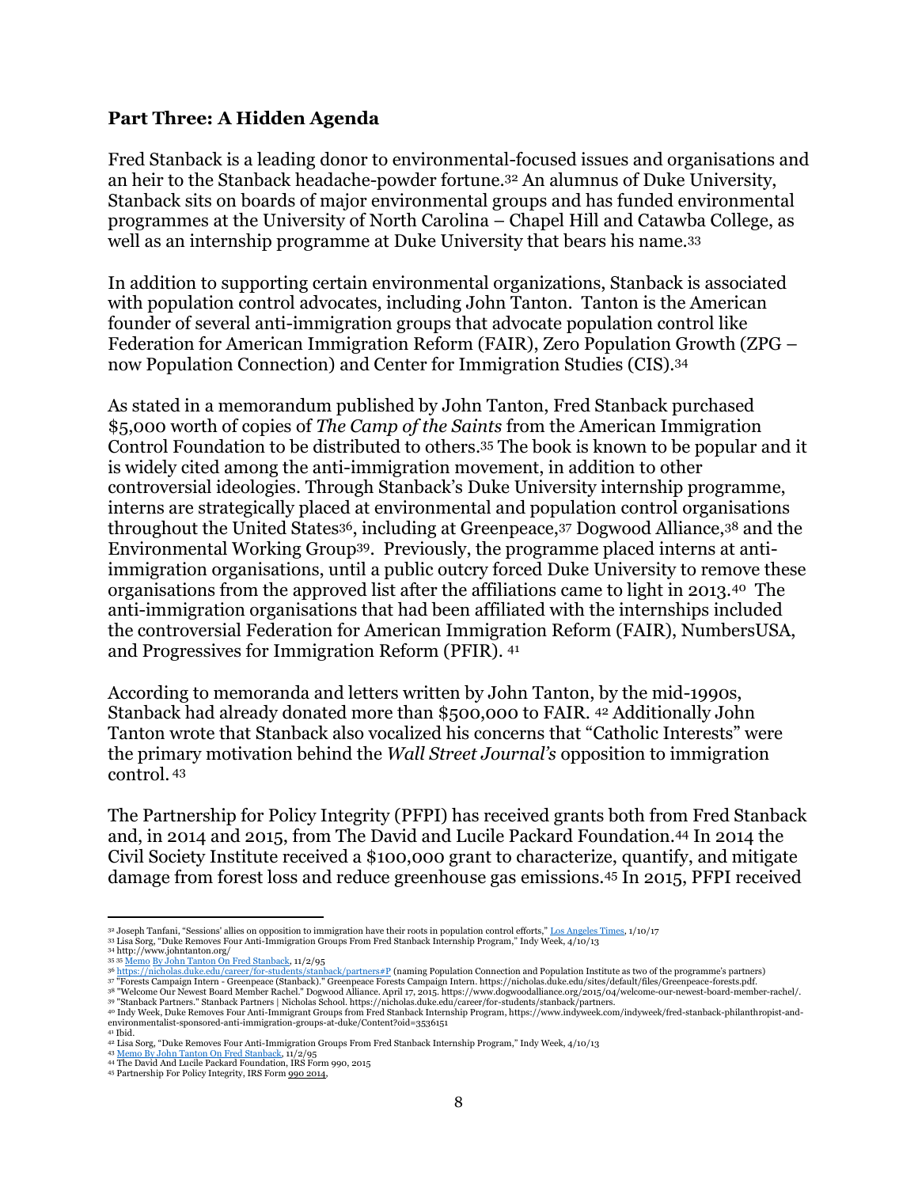**Part Three: A Hidden Agenda**

Fred Stanback is a leading donor to environmental-focused issues and organisations and an heir to the Stanback headache-powder fortune.[32] An alumnus of Duke University, Stanback sits on boards of major environmental groups and has funded environmental programmes at the University of North Carolina – Chapel Hill and Catawba College, as well as an internship programme at Duke University that bears his name.[33]

In addition to supporting certain environmental organizations, Stanback is associated with population control advocates, including John Tanton. Tanton is the American founder of several anti-immigration groups that advocate population control like Federation for American Immigration Reform (FAIR), Zero Population Growth (ZPG – now Population Connection) and Center for Immigration Studies (CIS).[34]

As stated in a memorandum published by John Tanton, Fred Stanback purchased $5,000 worth of copies of *The Camp of the Saints* from the American Immigration Control Foundation to be distributed to others.[35] The book is known to be popular and it is widely cited among the anti-immigration movement, in addition to other controversial ideologies. Through Stanback's Duke University internship programme, interns are strategically placed at environmental and population control organisations throughout the United States[36], including at Greenpeace,[37] Dogwood Alliance,[38] and the Environmental Working Group[39]. Previously, the programme placed interns at anti-immigration organisations, until a public outcry forced Duke University to remove these organisations from the approved list after the affiliations came to light in 2013.[40] The anti-immigration organisations that had been affiliated with the internships included the controversial Federation for American Immigration Reform (FAIR), NumbersUSA, and Progressives for Immigration Reform (PFIR).[41]

According to memoranda and letters written by John Tanton, by the mid-1990s, Stanback had already donated more than $500,000 to FAIR.[42] Additionally John Tanton wrote that Stanback also vocalized his concerns that "Catholic Interests" were the primary motivation behind the *Wall Street Journal's* opposition to immigration control.[43]

The Partnership for Policy Integrity (PFPI) has received grants both from Fred Stanback and, in 2014 and 2015, from The David and Lucile Packard Foundation.[44] In 2014 the Civil Society Institute received a $100,000 grant to characterize, quantify, and mitigate damage from forest loss and reduce greenhouse gas emissions.[45] In 2015, PFPI received

---

[32] Joseph Tanfani, "Sessions' allies on opposition to immigration have their roots in population control efforts," Los Angeles Times, 1/10/17
[33] Lisa Sorg, "Duke Removes Four Anti-Immigration Groups From Fred Stanback Internship Program," Indy Week, 4/10/13
[34] http://www.johntanton.org/
[35] Memo By John Tanton On Fred Stanback, 11/2/95
[36] https://nicholas.duke.edu/career/for-students/stanback/partners#P (naming Population Connection and Population Institute as two of the programme's partners)
[37] "Forests Campaign Intern - Greenpeace (Stanback)." Greenpeace Forests Campaign Intern. https://nicholas.duke.edu/sites/default/files/Greenpeace-forests.pdf.
[38] "Welcome Our Newest Board Member Rachel." Dogwood Alliance. April 17, 2015. https://www.dogwoodalliance.org/2015/04/welcome-our-newest-board-member-rachel/.
[39] "Stanback Partners." Stanback Partners | Nicholas School. https://nicholas.duke.edu/career/for-students/stanback/partners.
[40] Indy Week, Duke Removes Four Anti-Immigrant Groups from Fred Stanback Internship Program, https://www.indyweek.com/indyweek/fred-stanback-philanthropist-and-environmentalist-sponsored-anti-immigration-groups-at-duke/Content?oid=3536151
[41] Ibid.
[42] Lisa Sorg, "Duke Removes Four Anti-Immigration Groups From Fred Stanback Internship Program," Indy Week, 4/10/13
[43] Memo By John Tanton On Fred Stanback, 11/2/95
[44] The David And Lucile Packard Foundation, IRS Form 990, 2015
[45] Partnership For Policy Integrity, IRS Form 990 2014,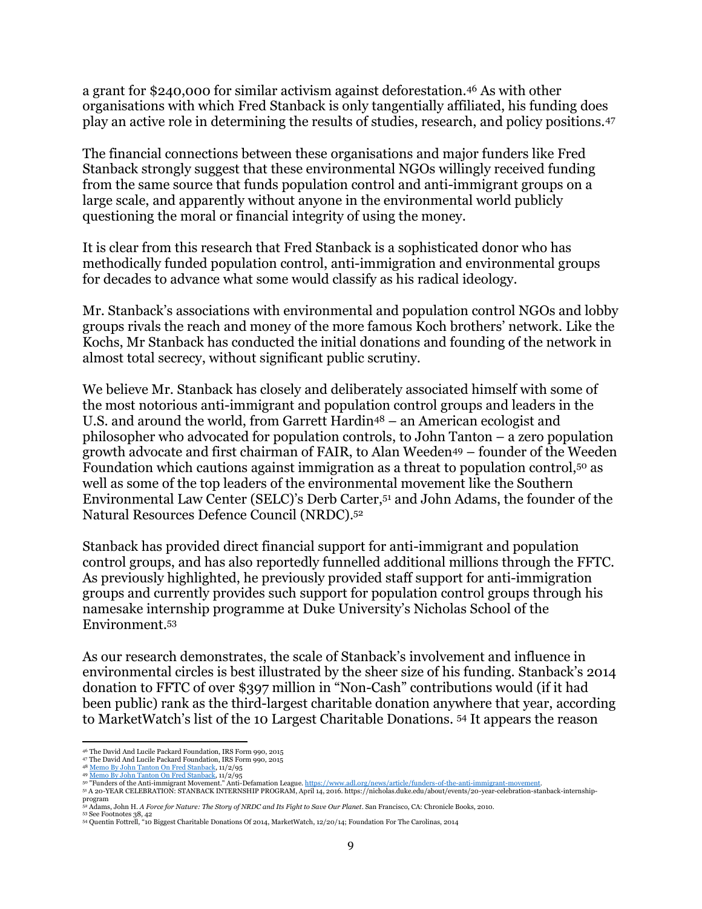a grant for $240,000 for similar activism against deforestation.[46] As with other organisations with which Fred Stanback is only tangentially affiliated, his funding does play an active role in determining the results of studies, research, and policy positions.[47]

The financial connections between these organisations and major funders like Fred Stanback strongly suggest that these environmental NGOs willingly received funding from the same source that funds population control and anti-immigrant groups on a large scale, and apparently without anyone in the environmental world publicly questioning the moral or financial integrity of using the money.

It is clear from this research that Fred Stanback is a sophisticated donor who has methodically funded population control, anti-immigration and environmental groups for decades to advance what some would classify as his radical ideology.

Mr. Stanback's associations with environmental and population control NGOs and lobby groups rivals the reach and money of the more famous Koch brothers' network. Like the Kochs, Mr Stanback has conducted the initial donations and founding of the network in almost total secrecy, without significant public scrutiny.

We believe Mr. Stanback has closely and deliberately associated himself with some of the most notorious anti-immigrant and population control groups and leaders in the U.S. and around the world, from Garrett Hardin[48] – an American ecologist and philosopher who advocated for population controls, to John Tanton – a zero population growth advocate and first chairman of FAIR, to Alan Weeden[49] – founder of the Weeden Foundation which cautions against immigration as a threat to population control,[50] as well as some of the top leaders of the environmental movement like the Southern Environmental Law Center (SELC)'s Derb Carter,[51] and John Adams, the founder of the Natural Resources Defence Council (NRDC).[52]

Stanback has provided direct financial support for anti-immigrant and population control groups, and has also reportedly funnelled additional millions through the FFTC. As previously highlighted, he previously provided staff support for anti-immigration groups and currently provides such support for population control groups through his namesake internship programme at Duke University's Nicholas School of the Environment.[53]

As our research demonstrates, the scale of Stanback's involvement and influence in environmental circles is best illustrated by the sheer size of his funding. Stanback's 2014 donation to FFTC of over $397 million in "Non-Cash" contributions would (if it had been public) rank as the third-largest charitable donation anywhere that year, according to MarketWatch's list of the 10 Largest Charitable Donations. [54] It appears the reason

---

[46] The David And Lucile Packard Foundation, IRS Form 990, 2015
[47] The David And Lucile Packard Foundation, IRS Form 990, 2015
[48] Memo By John Tanton On Fred Stanback, 11/2/95
[49] Memo By John Tanton On Fred Stanback, 11/2/95
[50] "Funders of the Anti-immigrant Movement." Anti-Defamation League. https://www.adl.org/news/article/funders-of-the-anti-immigrant-movement.
[51] A 20-YEAR CELEBRATION: STANBACK INTERNSHIP PROGRAM, April 14, 2016. https://nicholas.duke.edu/about/events/20-year-celebration-stanback-internship-program
[52] Adams, John H. *A Force for Nature: The Story of NRDC and Its Fight to Save Our Planet*. San Francisco, CA: Chronicle Books, 2010.
[53] See Footnotes 38, 42
[54] Quentin Fottrell, "10 Biggest Charitable Donations Of 2014, MarketWatch, 12/20/14; Foundation For The Carolinas, 2014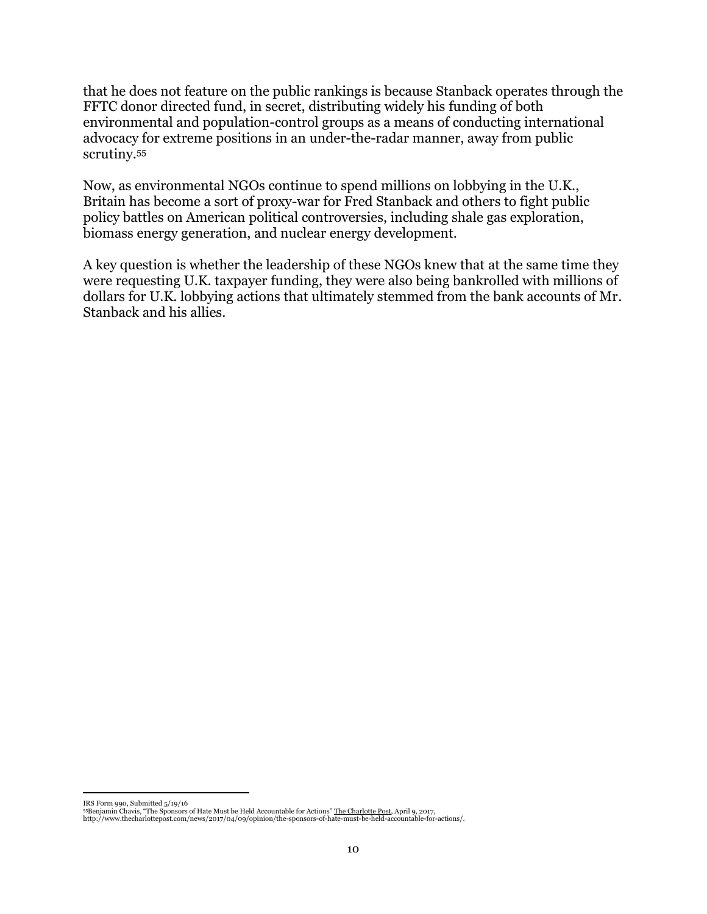that he does not feature on the public rankings is because Stanback operates through the FFTC donor directed fund, in secret, distributing widely his funding of both environmental and population-control groups as a means of conducting international advocacy for extreme positions in an under-the-radar manner, away from public scrutiny.[55]

Now, as environmental NGOs continue to spend millions on lobbying in the U.K., Britain has become a sort of proxy-war for Fred Stanback and others to fight public policy battles on American political controversies, including shale gas exploration, biomass energy generation, and nuclear energy development.

A key question is whether the leadership of these NGOs knew that at the same time they were requesting U.K. taxpayer funding, they were also being bankrolled with millions of dollars for U.K. lobbying actions that ultimately stemmed from the bank accounts of Mr. Stanback and his allies.

---

IRS Form 990, Submitted 5/19/16

[55]Benjamin Chavis, "The Sponsors of Hate Must be Held Accountable for Actions" The Charlotte Post, April 9, 2017, http://www.thecharlottepost.com/news/2017/04/09/opinion/the-sponsors-of-hate-must-be-held-accountable-for-actions/.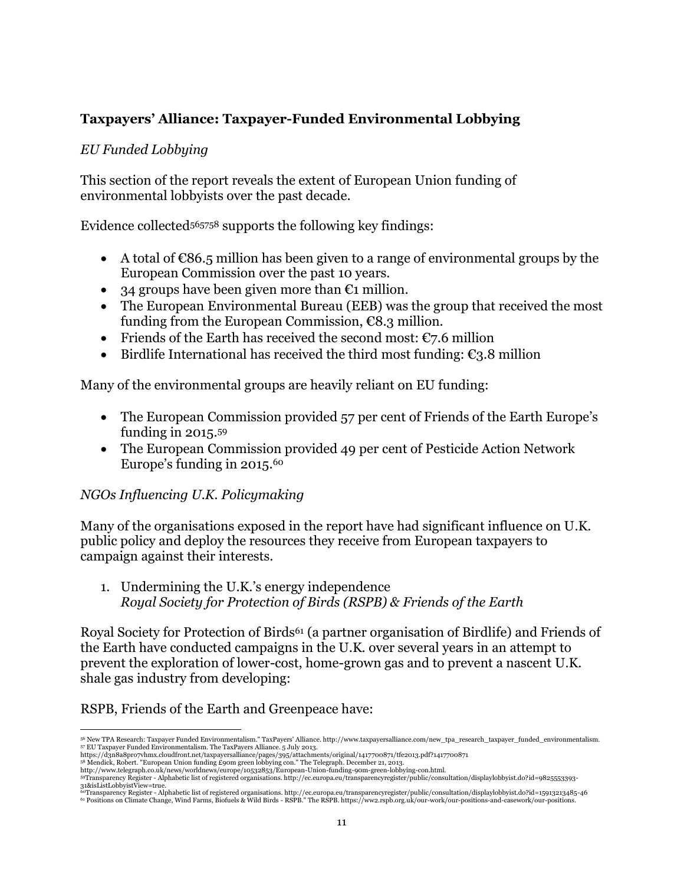**Taxpayers' Alliance: Taxpayer-Funded Environmental Lobbying**

*EU Funded Lobbying*

This section of the report reveals the extent of European Union funding of environmental lobbyists over the past decade.

Evidence collected[56][57][58] supports the following key findings:

- A total of €86.5 million has been given to a range of environmental groups by the European Commission over the past 10 years.
- 34 groups have been given more than €1 million.
- The European Environmental Bureau (EEB) was the group that received the most funding from the European Commission, €8.3 million.
- Friends of the Earth has received the second most: €7.6 million
- Birdlife International has received the third most funding: €3.8 million

Many of the environmental groups are heavily reliant on EU funding:

- The European Commission provided 57 per cent of Friends of the Earth Europe's funding in 2015.[59]
- The European Commission provided 49 per cent of Pesticide Action Network Europe's funding in 2015.[60]

*NGOs Influencing U.K. Policymaking*

Many of the organisations exposed in the report have had significant influence on U.K. public policy and deploy the resources they receive from European taxpayers to campaign against their interests.

1. Undermining the U.K.'s energy independence
   *Royal Society for Protection of Birds (RSPB) & Friends of the Earth*

Royal Society for Protection of Birds[61] (a partner organisation of Birdlife) and Friends of the Earth have conducted campaigns in the U.K. over several years in an attempt to prevent the exploration of lower-cost, home-grown gas and to prevent a nascent U.K. shale gas industry from developing:

RSPB, Friends of the Earth and Greenpeace have:

---

[56] New TPA Research: Taxpayer Funded Environmentalism." TaxPayers' Alliance. http://www.taxpayersalliance.com/new_tpa_research_taxpayer_funded_environmentalism.
[57] EU Taxpayer Funded Environmentalism. The TaxPayers Alliance. 5 July 2013. https://d3n8a8pro7vhmx.cloudfront.net/taxpayersalliance/pages/395/attachments/original/1417700871/tfe2013.pdf?1417700871
[58] Mendick, Robert. "European Union funding £90m green lobbying con." The Telegraph. December 21, 2013. http://www.telegraph.co.uk/news/worldnews/europe/10532853/European-Union-funding-90m-green-lobbying-con.html.
[59] Transparency Register - Alphabetic list of registered organisations. http://ec.europa.eu/transparencyregister/public/consultation/displaylobbyist.do?id=9825553393-31&isListLobbyistView=true.
[60] Transparency Register - Alphabetic list of registered organisations. http://ec.europa.eu/transparencyregister/public/consultation/displaylobbyist.do?id=15913213485-46
[61] Positions on Climate Change, Wind Farms, Biofuels & Wild Birds - RSPB." The RSPB. https://ww2.rspb.org.uk/our-work/our-positions-and-casework/our-positions.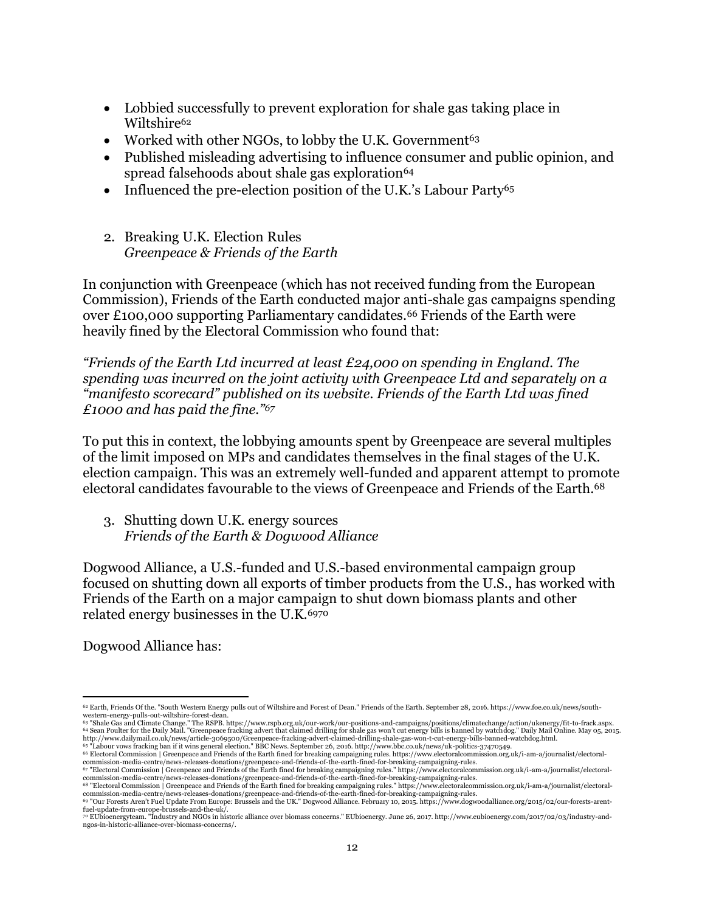- Lobbied successfully to prevent exploration for shale gas taking place in Wiltshire[62]
- Worked with other NGOs, to lobby the U.K. Government[63]
- Published misleading advertising to influence consumer and public opinion, and spread falsehoods about shale gas exploration[64]
- Influenced the pre-election position of the U.K.'s Labour Party[65]

2. Breaking U.K. Election Rules
   *Greenpeace & Friends of the Earth*

In conjunction with Greenpeace (which has not received funding from the European Commission), Friends of the Earth conducted major anti-shale gas campaigns spending over £100,000 supporting Parliamentary candidates.[66] Friends of the Earth were heavily fined by the Electoral Commission who found that:

*"Friends of the Earth Ltd incurred at least £24,000 on spending in England. The spending was incurred on the joint activity with Greenpeace Ltd and separately on a "manifesto scorecard" published on its website. Friends of the Earth Ltd was fined £1000 and has paid the fine."*[67]

To put this in context, the lobbying amounts spent by Greenpeace are several multiples of the limit imposed on MPs and candidates themselves in the final stages of the U.K. election campaign. This was an extremely well-funded and apparent attempt to promote electoral candidates favourable to the views of Greenpeace and Friends of the Earth.[68]

3. Shutting down U.K. energy sources
   *Friends of the Earth & Dogwood Alliance*

Dogwood Alliance, a U.S.-funded and U.S.-based environmental campaign group focused on shutting down all exports of timber products from the U.S., has worked with Friends of the Earth on a major campaign to shut down biomass plants and other related energy businesses in the U.K.[69][70]

Dogwood Alliance has:

---

[62] Earth, Friends Of the. "South Western Energy pulls out of Wiltshire and Forest of Dean." Friends of the Earth. September 28, 2016. https://www.foe.co.uk/news/south-western-energy-pulls-out-wiltshire-forest-dean.

[63] "Shale Gas and Climate Change." The RSPB. https://www.rspb.org.uk/our-work/our-positions-and-campaigns/positions/climatechange/action/ukenergy/fit-to-frack.aspx.

[64] Sean Poulter for the Daily Mail. "Greenpeace fracking advert that claimed drilling for shale gas won't cut energy bills is banned by watchdog." Daily Mail Online. May 05, 2015. http://www.dailymail.co.uk/news/article-3069500/Greenpeace-fracking-advert-claimed-drilling-shale-gas-won-t-cut-energy-bills-banned-watchdog.html.

[65] "Labour vows fracking ban if it wins general election." BBC News. September 26, 2016. http://www.bbc.co.uk/news/uk-politics-37470549.

[66] Electoral Commission | Greenpeace and Friends of the Earth fined for breaking campaigning rules. https://www.electoralcommission.org.uk/i-am-a/journalist/electoral-commission-media-centre/news-releases-donations/greenpeace-and-friends-of-the-earth-fined-for-breaking-campaigning-rules.

[67] "Electoral Commission | Greenpeace and Friends of the Earth fined for breaking campaigning rules." https://www.electoralcommission.org.uk/i-am-a/journalist/electoral-commission-media-centre/news-releases-donations/greenpeace-and-friends-of-the-earth-fined-for-breaking-campaigning-rules.

[68] "Electoral Commission | Greenpeace and Friends of the Earth fined for breaking campaigning rules." https://www.electoralcommission.org.uk/i-am-a/journalist/electoral-commission-media-centre/news-releases-donations/greenpeace-and-friends-of-the-earth-fined-for-breaking-campaigning-rules.

[69] "Our Forests Aren't Fuel Update From Europe: Brussels and the UK." Dogwood Alliance. February 10, 2015. https://www.dogwoodalliance.org/2015/02/our-forests-arent-fuel-update-from-europe-brussels-and-the-uk/.

[70] EUbioenergyteam. "Industry and NGOs in historic alliance over biomass concerns." EUbioenergy. June 26, 2017. http://www.eubioenergy.com/2017/02/03/industry-and-ngos-in-historic-alliance-over-biomass-concerns/.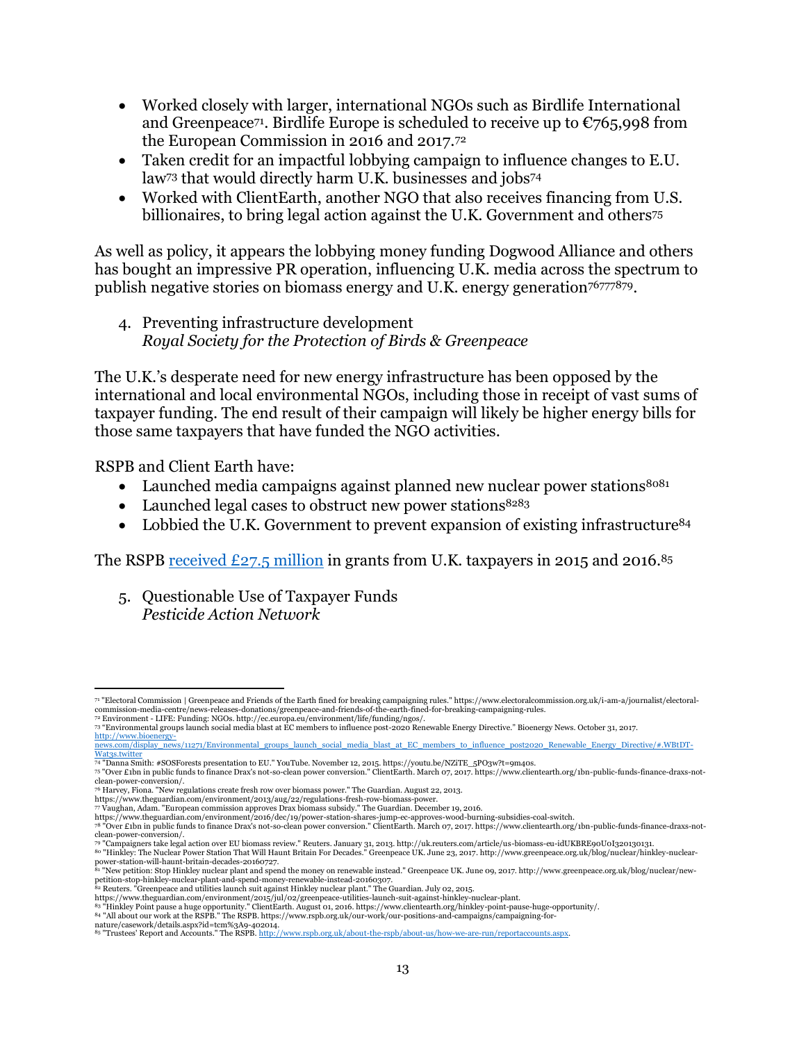- Worked closely with larger, international NGOs such as Birdlife International and Greenpeace[71]. Birdlife Europe is scheduled to receive up to €765,998 from the European Commission in 2016 and 2017.[72]
- Taken credit for an impactful lobbying campaign to influence changes to E.U. law[73] that would directly harm U.K. businesses and jobs[74]
- Worked with ClientEarth, another NGO that also receives financing from U.S. billionaires, to bring legal action against the U.K. Government and others[75]

As well as policy, it appears the lobbying money funding Dogwood Alliance and others has bought an impressive PR operation, influencing U.K. media across the spectrum to publish negative stories on biomass energy and U.K. energy generation[76][77][78][79].

4. Preventing infrastructure development
   *Royal Society for the Protection of Birds & Greenpeace*

The U.K.'s desperate need for new energy infrastructure has been opposed by the international and local environmental NGOs, including those in receipt of vast sums of taxpayer funding. The end result of their campaign will likely be higher energy bills for those same taxpayers that have funded the NGO activities.

RSPB and Client Earth have:

- Launched media campaigns against planned new nuclear power stations[80][81]
- Launched legal cases to obstruct new power stations[82][83]
- Lobbied the U.K. Government to prevent expansion of existing infrastructure[84]

The RSPB [received £27.5 million](http://www.rspb.org.uk/about-the-rspb/about-us/how-we-are-run/reportaccounts.aspx) in grants from U.K. taxpayers in 2015 and 2016.[85]

5. Questionable Use of Taxpayer Funds
   *Pesticide Action Network*

---

[71] "Electoral Commission | Greenpeace and Friends of the Earth fined for breaking campaigning rules." https://www.electoralcommission.org.uk/i-am-a/journalist/electoral-commission-media-centre/news-releases-donations/greenpeace-and-friends-of-the-earth-fined-for-breaking-campaigning-rules.

[72] Environment - LIFE: Funding: NGOs. http://ec.europa.eu/environment/life/funding/ngos/.

[73] "Environmental groups launch social media blast at EC members to influence post-2020 Renewable Energy Directive." Bioenergy News. October 31, 2017. http://www.bioenergy-news.com/display_news/11271/Environmental_groups_launch_social_media_blast_at_EC_members_to_influence_post2020_Renewable_Energy_Directive/#.WBtDT-Wat3s.twitter

[74] "Danna Smith: #SOSForests presentation to EU." YouTube. November 12, 2015. https://youtu.be/NZiTE_5PO3w?t=9m40s.

[75] "Over £1bn in public funds to finance Drax's not-so-clean power conversion." ClientEarth. March 07, 2017. https://www.clientearth.org/1bn-public-funds-finance-draxs-not-clean-power-conversion/.

[76] Harvey, Fiona. "New regulations create fresh row over biomass power." The Guardian. August 22, 2013. https://www.theguardian.com/environment/2013/aug/22/regulations-fresh-row-biomass-power.

[77] Vaughan, Adam. "European commission approves Drax biomass subsidy." The Guardian. December 19, 2016. https://www.theguardian.com/environment/2016/dec/19/power-station-shares-jump-ec-approves-wood-burning-subsidies-coal-switch.

[78] "Over £1bn in public funds to finance Drax's not-so-clean power conversion." ClientEarth. March 07, 2017. https://www.clientearth.org/1bn-public-funds-finance-draxs-not-clean-power-conversion/.

[79] "Campaigners take legal action over EU biomass review." Reuters. January 31, 2013. http://uk.reuters.com/article/us-biomass-eu-idUKBRE90U0I320130131.

[80] "Hinkley: The Nuclear Power Station That Will Haunt Britain For Decades." Greenpeace UK. June 23, 2017. http://www.greenpeace.org.uk/blog/nuclear/hinkley-nuclear-power-station-will-haunt-britain-decades-20160727.

[81] "New petition: Stop Hinkley nuclear plant and spend the money on renewable instead." Greenpeace UK. June 09, 2017. http://www.greenpeace.org.uk/blog/nuclear/new-petition-stop-hinkley-nuclear-plant-and-spend-money-renewable-instead-20160307.

[82] Reuters. "Greenpeace and utilities launch suit against Hinkley nuclear plant." The Guardian. July 02, 2015. https://www.theguardian.com/environment/2015/jul/02/greenpeace-utilities-launch-suit-against-hinkley-nuclear-plant.

[83] "Hinkley Point pause a huge opportunity." ClientEarth. August 01, 2016. https://www.clientearth.org/hinkley-point-pause-huge-opportunity/.

[84] "All about our work at the RSPB." The RSPB. https://www.rspb.org.uk/our-work/our-positions-and-campaigns/campaigning-for-nature/casework/details.aspx?id=tcm%3A9-402014.

[85] "Trustees' Report and Accounts." The RSPB. http://www.rspb.org.uk/about-the-rspb/about-us/how-we-are-run/reportaccounts.aspx.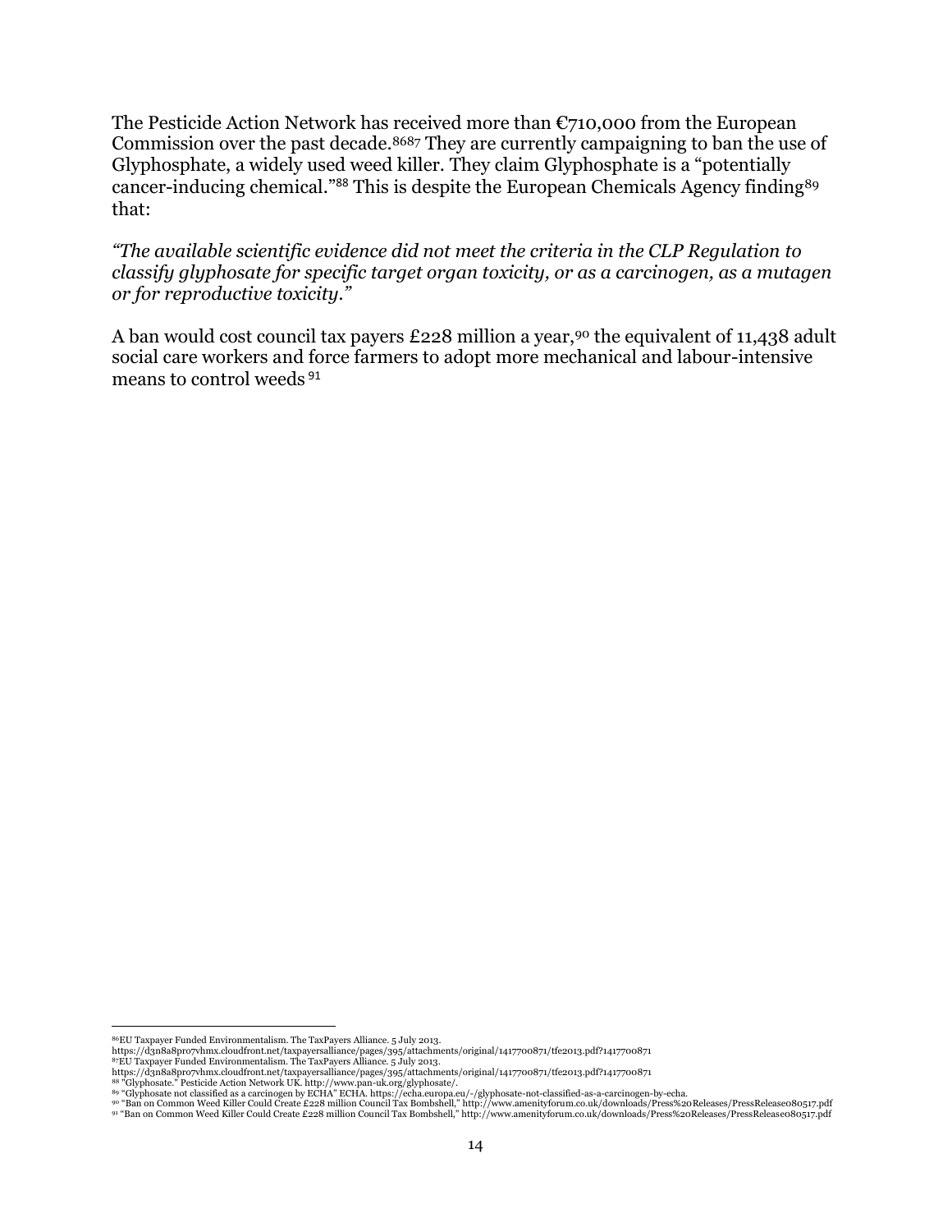The Pesticide Action Network has received more than €710,000 from the European Commission over the past decade.[86][87] They are currently campaigning to ban the use of Glyphosphate, a widely used weed killer. They claim Glyphosphate is a "potentially cancer-inducing chemical."[88] This is despite the European Chemicals Agency finding[89] that:

*"The available scientific evidence did not meet the criteria in the CLP Regulation to classify glyphosate for specific target organ toxicity, or as a carcinogen, as a mutagen or for reproductive toxicity."*

A ban would cost council tax payers £228 million a year,[90] the equivalent of 11,438 adult social care workers and force farmers to adopt more mechanical and labour-intensive means to control weeds [91]

---

[86] EU Taxpayer Funded Environmentalism. The TaxPayers Alliance. 5 July 2013. https://d3n8a8pro7vhmx.cloudfront.net/taxpayersalliance/pages/395/attachments/original/1417700871/tfe2013.pdf?1417700871

[87] EU Taxpayer Funded Environmentalism. The TaxPayers Alliance. 5 July 2013. https://d3n8a8pro7vhmx.cloudfront.net/taxpayersalliance/pages/395/attachments/original/1417700871/tfe2013.pdf?1417700871

[88] "Glyphosate." Pesticide Action Network UK. http://www.pan-uk.org/glyphosate/.

[89] "Glyphosate not classified as a carcinogen by ECHA" ECHA. https://echa.europa.eu/-/glyphosate-not-classified-as-a-carcinogen-by-echa.

[90] "Ban on Common Weed Killer Could Create £228 million Council Tax Bombshell," http://www.amenityforum.co.uk/downloads/Press%20Releases/PressRelease080517.pdf

[91] "Ban on Common Weed Killer Could Create £228 million Council Tax Bombshell," http://www.amenityforum.co.uk/downloads/Press%20Releases/PressRelease080517.pdf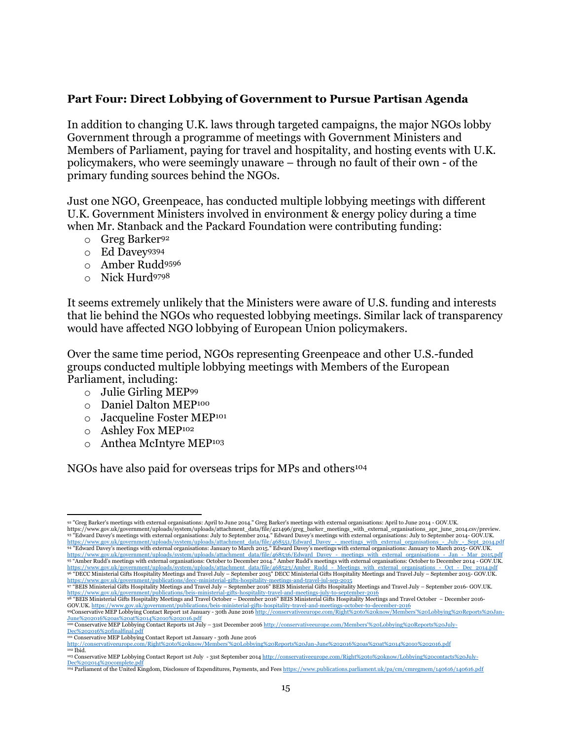### Part Four: Direct Lobbying of Government to Pursue Partisan Agenda

In addition to changing U.K. laws through targeted campaigns, the major NGOs lobby Government through a programme of meetings with Government Ministers and Members of Parliament, paying for travel and hospitality, and hosting events with U.K. policymakers, who were seemingly unaware – through no fault of their own - of the primary funding sources behind the NGOs.

Just one NGO, Greenpeace, has conducted multiple lobbying meetings with different U.K. Government Ministers involved in environment & energy policy during a time when Mr. Stanback and the Packard Foundation were contributing funding:

- Greg Barker[92]
- Ed Davey[93][94]
- Amber Rudd[95][96]
- Nick Hurd[97][98]

It seems extremely unlikely that the Ministers were aware of U.S. funding and interests that lie behind the NGOs who requested lobbying meetings. Similar lack of transparency would have affected NGO lobbying of European Union policymakers.

Over the same time period, NGOs representing Greenpeace and other U.S.-funded groups conducted multiple lobbying meetings with Members of the European Parliament, including:

- Julie Girling MEP[99]
- Daniel Dalton MEP[100]
- Jacqueline Foster MEP[101]
- Ashley Fox MEP[102]
- Anthea McIntyre MEP[103]

NGOs have also paid for overseas trips for MPs and others[104]

---

[92] "Greg Barker's meetings with external organisations: April to June 2014." Greg Barker's meetings with external organisations: April to June 2014 - GOV.UK. https://www.gov.uk/government/uploads/system/uploads/attachment_data/file/421496/greg_barker_meetings_with_external_organisations_apr_june_2014.csv/preview.

[93] "Edward Davey's meetings with external organisations: July to September 2014." Edward Davey's meetings with external organisations: July to September 2014- GOV.UK. https://www.gov.uk/government/uploads/system/uploads/attachment_data/file/468551/Edward_Davey_-_meetings_with_external_organisations_-_July_-_Sept_2014.pdf

[94] "Edward Davey's meetings with external organisations: January to March 2015." Edward Davey's meetings with external organisations: January to March 2015- GOV.UK. https://www.gov.uk/government/uploads/system/uploads/attachment_data/file/468536/Edward_Davey_-_meetings_with_external_organisations_-_Jan_-_Mar_2015.pdf

[95] "Amber Rudd's meetings with external organisations: October to December 2014." Amber Rudd's meetings with external organisations: October to December 2014 - GOV.UK. https://www.gov.uk/government/uploads/system/uploads/attachment_data/file/468523/Amber_Rudd_-_Meetings_with_external_organisations_-_Oct_-_Dec_2014.pdf

[96] "DECC Ministerial Gifts Hospitality Meetings and Travel July – September 2015" DECC Ministerial Gifts Hospitality Meetings and Travel July – September 2015- GOV.UK. https://www.gov.uk/government/publications/decc-ministerial-gifts-hospitality-meetings-and-travel-jul-sep-2015

[97] "BEIS Ministerial Gifts Hospitality Meetings and Travel July – September 2016" BEIS Ministerial Gifts Hospitality Meetings and Travel July – September 2016- GOV.UK. https://www.gov.uk/government/publications/beis-ministerial-gifts-hospitality-travel-and-meetings-july-to-september-2016

[98] "BEIS Ministerial Gifts Hospitality Meetings and Travel October – December 2016" BEIS Ministerial Gifts Hospitality Meetings and Travel October – December 2016- GOV.UK. https://www.gov.uk/government/publications/beis-ministerial-gifts-hospitality-travel-and-meetings-october-to-december-2016

[99] Conservative MEP Lobbying Contact Report 1st January - 30th June 2016 http://conservativeeurope.com/Right%20to%20know/Members'%20Lobbying%20Reports%20Jan-June%202016%20as%20at%2014%2010%202016.pdf

[100] Conservative MEP Lobbying Contact Reports 1st July – 31st December 2016 http://conservativeeurope.com/Members'%20Lobbying%20Reports%20July-Dec%202016%20finalfinal.pdf

[101] Conservative MEP Lobbying Contact Report 1st January - 30th June 2016 http://conservativeeurope.com/Right%20to%20know/Members'%20Lobbying%20Reports%20Jan-June%202016%20as%20at%2014%2010%202016.pdf

[102] Ibid.

[103] Conservative MEP Lobbying Contact Report 1st July - 31st September 2014 http://conservativeeurope.com/Right%20to%20know/Lobbying%20contacts%20July-Dec%202014%20complete.pdf

[104] Parliament of the United Kingdom, Disclosure of Expenditures, Payments, and Fees https://www.publications.parliament.uk/pa/cm/cmregmem/140616/140616.pdf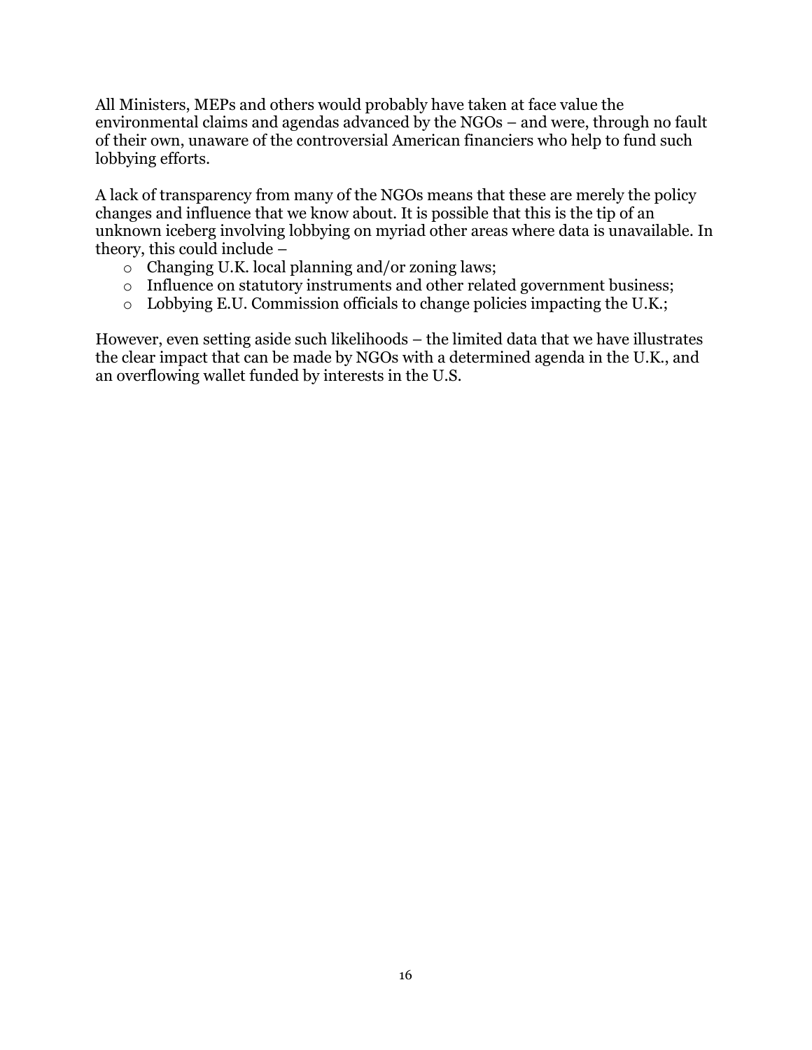All Ministers, MEPs and others would probably have taken at face value the environmental claims and agendas advanced by the NGOs – and were, through no fault of their own, unaware of the controversial American financiers who help to fund such lobbying efforts.

A lack of transparency from many of the NGOs means that these are merely the policy changes and influence that we know about. It is possible that this is the tip of an unknown iceberg involving lobbying on myriad other areas where data is unavailable. In theory, this could include –

- Changing U.K. local planning and/or zoning laws;
- Influence on statutory instruments and other related government business;
- Lobbying E.U. Commission officials to change policies impacting the U.K.;

However, even setting aside such likelihoods – the limited data that we have illustrates the clear impact that can be made by NGOs with a determined agenda in the U.K., and an overflowing wallet funded by interests in the U.S.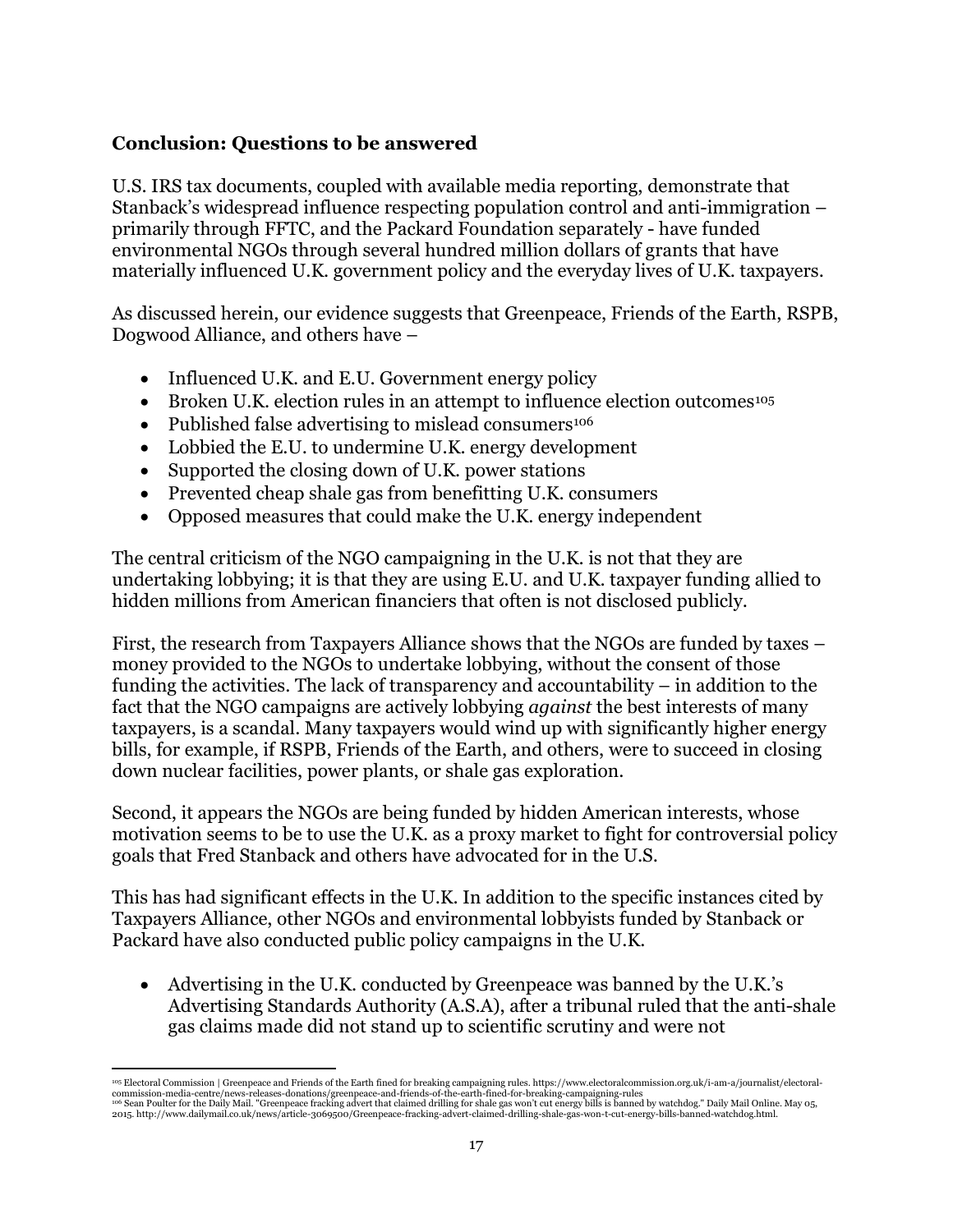### Conclusion: Questions to be answered

U.S. IRS tax documents, coupled with available media reporting, demonstrate that Stanback's widespread influence respecting population control and anti-immigration – primarily through FFTC, and the Packard Foundation separately - have funded environmental NGOs through several hundred million dollars of grants that have materially influenced U.K. government policy and the everyday lives of U.K. taxpayers.

As discussed herein, our evidence suggests that Greenpeace, Friends of the Earth, RSPB, Dogwood Alliance, and others have –

- Influenced U.K. and E.U. Government energy policy
- Broken U.K. election rules in an attempt to influence election outcomes[105]
- Published false advertising to mislead consumers[106]
- Lobbied the E.U. to undermine U.K. energy development
- Supported the closing down of U.K. power stations
- Prevented cheap shale gas from benefitting U.K. consumers
- Opposed measures that could make the U.K. energy independent

The central criticism of the NGO campaigning in the U.K. is not that they are undertaking lobbying; it is that they are using E.U. and U.K. taxpayer funding allied to hidden millions from American financiers that often is not disclosed publicly.

First, the research from Taxpayers Alliance shows that the NGOs are funded by taxes – money provided to the NGOs to undertake lobbying, without the consent of those funding the activities. The lack of transparency and accountability – in addition to the fact that the NGO campaigns are actively lobbying *against* the best interests of many taxpayers, is a scandal. Many taxpayers would wind up with significantly higher energy bills, for example, if RSPB, Friends of the Earth, and others, were to succeed in closing down nuclear facilities, power plants, or shale gas exploration.

Second, it appears the NGOs are being funded by hidden American interests, whose motivation seems to be to use the U.K. as a proxy market to fight for controversial policy goals that Fred Stanback and others have advocated for in the U.S.

This has had significant effects in the U.K. In addition to the specific instances cited by Taxpayers Alliance, other NGOs and environmental lobbyists funded by Stanback or Packard have also conducted public policy campaigns in the U.K.

- Advertising in the U.K. conducted by Greenpeace was banned by the U.K.'s Advertising Standards Authority (A.S.A), after a tribunal ruled that the anti-shale gas claims made did not stand up to scientific scrutiny and were not

---

[105] Electoral Commission | Greenpeace and Friends of the Earth fined for breaking campaigning rules. https://www.electoralcommission.org.uk/i-am-a/journalist/electoral-commission-media-centre/news-releases-donations/greenpeace-and-friends-of-the-earth-fined-for-breaking-campaigning-rules

[106] Sean Poulter for the Daily Mail. "Greenpeace fracking advert that claimed drilling for shale gas won't cut energy bills is banned by watchdog." Daily Mail Online. May 05, 2015. http://www.dailymail.co.uk/news/article-3069500/Greenpeace-fracking-advert-claimed-drilling-shale-gas-won-t-cut-energy-bills-banned-watchdog.html.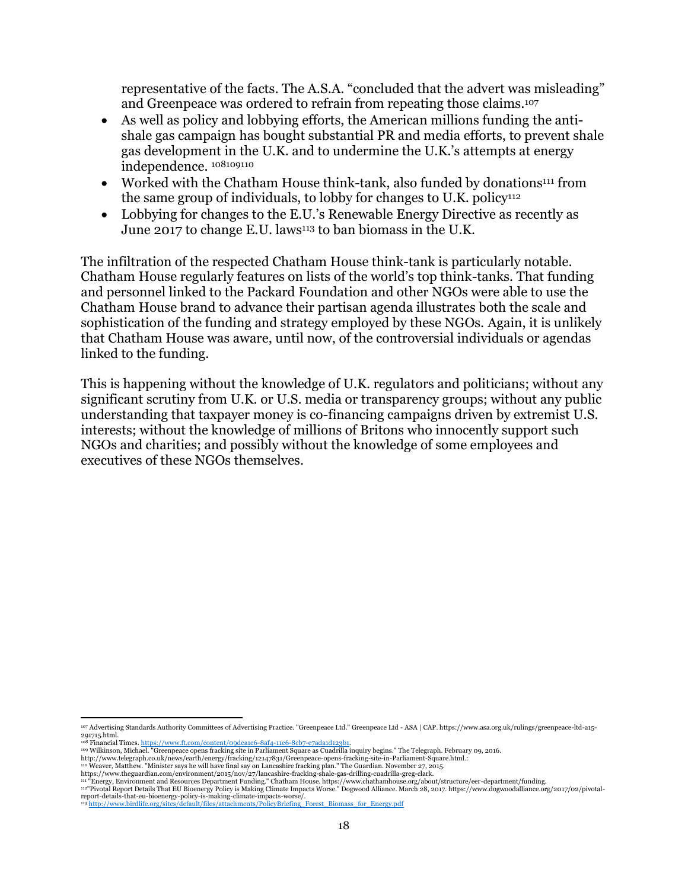representative of the facts. The A.S.A. "concluded that the advert was misleading" and Greenpeace was ordered to refrain from repeating those claims.[107]

- As well as policy and lobbying efforts, the American millions funding the anti-shale gas campaign has bought substantial PR and media efforts, to prevent shale gas development in the U.K. and to undermine the U.K.'s attempts at energy independence. [108][109][110]
- Worked with the Chatham House think-tank, also funded by donations[111] from the same group of individuals, to lobby for changes to U.K. policy[112]
- Lobbying for changes to the E.U.'s Renewable Energy Directive as recently as June 2017 to change E.U. laws[113] to ban biomass in the U.K.

The infiltration of the respected Chatham House think-tank is particularly notable. Chatham House regularly features on lists of the world's top think-tanks. That funding and personnel linked to the Packard Foundation and other NGOs were able to use the Chatham House brand to advance their partisan agenda illustrates both the scale and sophistication of the funding and strategy employed by these NGOs. Again, it is unlikely that Chatham House was aware, until now, of the controversial individuals or agendas linked to the funding.

This is happening without the knowledge of U.K. regulators and politicians; without any significant scrutiny from U.K. or U.S. media or transparency groups; without any public understanding that taxpayer money is co-financing campaigns driven by extremist U.S. interests; without the knowledge of millions of Britons who innocently support such NGOs and charities; and possibly without the knowledge of some employees and executives of these NGOs themselves.

---

[107] Advertising Standards Authority Committees of Advertising Practice. "Greenpeace Ltd." Greenpeace Ltd - ASA | CAP. https://www.asa.org.uk/rulings/greenpeace-ltd-a15-291715.html.

[108] Financial Times. https://www.ft.com/content/09dea1e6-8af4-11e6-8cb7-e7ada1d123b1.

[109] Wilkinson, Michael. "Greenpeace opens fracking site in Parliament Square as Cuadrilla inquiry begins." The Telegraph. February 09, 2016. http://www.telegraph.co.uk/news/earth/energy/fracking/12147831/Greenpeace-opens-fracking-site-in-Parliament-Square.html.:

[110] Weaver, Matthew. "Minister says he will have final say on Lancashire fracking plan." The Guardian. November 27, 2015. https://www.theguardian.com/environment/2015/nov/27/lancashire-fracking-shale-gas-drilling-cuadrilla-greg-clark.

[111] "Energy, Environment and Resources Department Funding." Chatham House. https://www.chathamhouse.org/about/structure/eer-department/funding.

[112] "Pivotal Report Details That EU Bioenergy Policy is Making Climate Impacts Worse." Dogwood Alliance. March 28, 2017. https://www.dogwoodalliance.org/2017/02/pivotal-report-details-that-eu-bioenergy-policy-is-making-climate-impacts-worse/.

[113] http://www.birdlife.org/sites/default/files/attachments/PolicyBriefing_Forest_Biomass_for_Energy.pdf